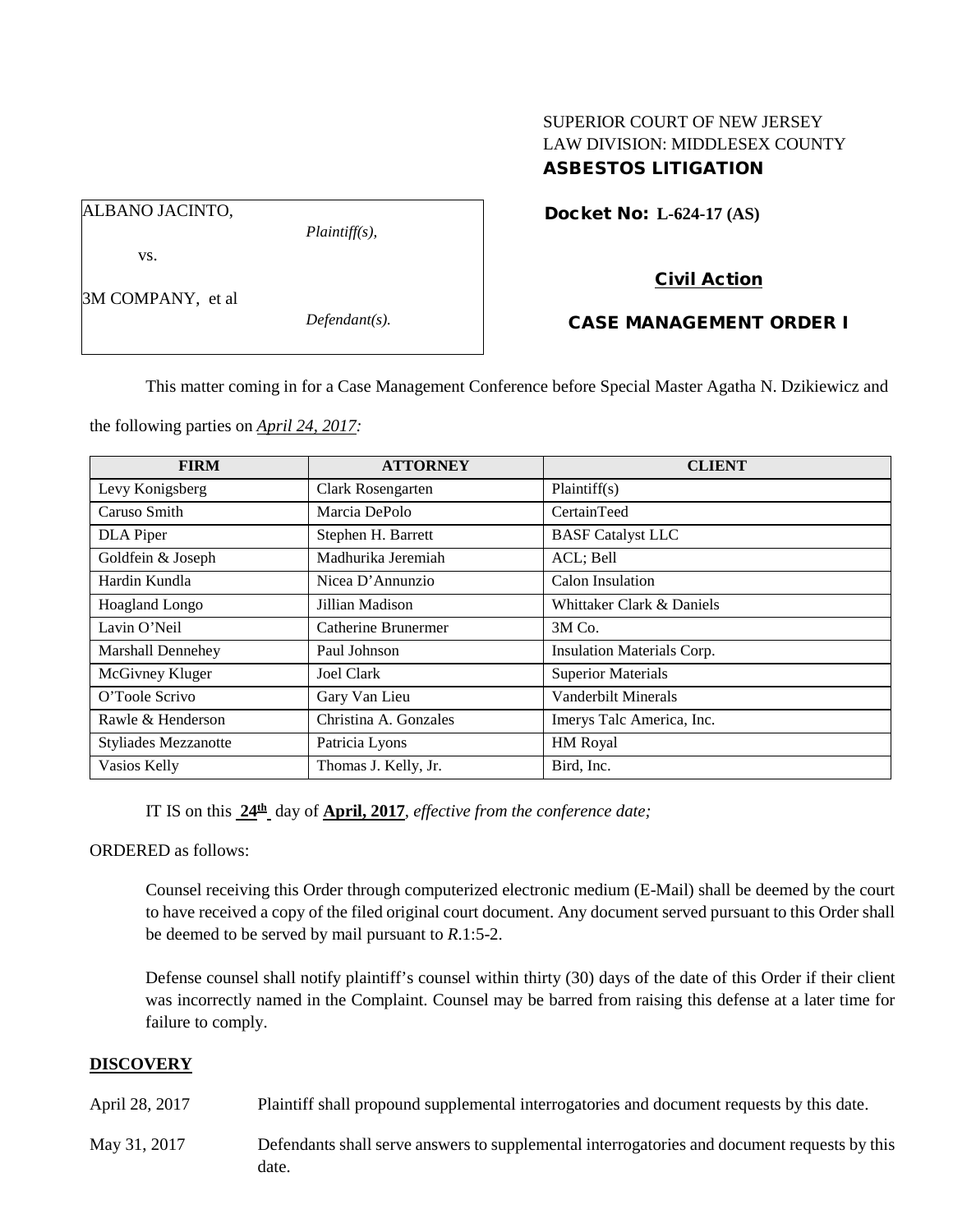SUPERIOR COURT OF NEW JERSEY
LAW DIVISION: MIDDLESEX COUNTY
**ASBESTOS LITIGATION**

ALBANO JACINTO,
*Plaintiff(s),*

vs.

3M COMPANY, et al
*Defendant(s).*

**Docket No: L-624-17 (AS)**

**Civil Action**

**CASE MANAGEMENT ORDER I**

This matter coming in for a Case Management Conference before Special Master Agatha N. Dzikiewicz and the following parties on *April 24, 2017:*

| FIRM | ATTORNEY | CLIENT |
|---|---|---|
| Levy Konigsberg | Clark Rosengarten | Plaintiff(s) |
| Caruso Smith | Marcia DePolo | CertainTeed |
| DLA Piper | Stephen H. Barrett | BASF Catalyst LLC |
| Goldfein & Joseph | Madhurika Jeremiah | ACL; Bell |
| Hardin Kundla | Nicea D'Annunzio | Calon Insulation |
| Hoagland Longo | Jillian Madison | Whittaker Clark & Daniels |
| Lavin O'Neil | Catherine Brunermer | 3M Co. |
| Marshall Dennehey | Paul Johnson | Insulation Materials Corp. |
| McGivney Kluger | Joel Clark | Superior Materials |
| O'Toole Scrivo | Gary Van Lieu | Vanderbilt Minerals |
| Rawle & Henderson | Christina A. Gonzales | Imerys Talc America, Inc. |
| Styliades Mezzanotte | Patricia Lyons | HM Royal |
| Vasios Kelly | Thomas J. Kelly, Jr. | Bird, Inc. |

IT IS on this **24th** day of **April, 2017**, *effective from the conference date;*

ORDERED as follows:

Counsel receiving this Order through computerized electronic medium (E-Mail) shall be deemed by the court to have received a copy of the filed original court document. Any document served pursuant to this Order shall be deemed to be served by mail pursuant to *R*.1:5-2.

Defense counsel shall notify plaintiff's counsel within thirty (30) days of the date of this Order if their client was incorrectly named in the Complaint. Counsel may be barred from raising this defense at a later time for failure to comply.

## DISCOVERY

April 28, 2017 — Plaintiff shall propound supplemental interrogatories and document requests by this date.

May 31, 2017 — Defendants shall serve answers to supplemental interrogatories and document requests by this date.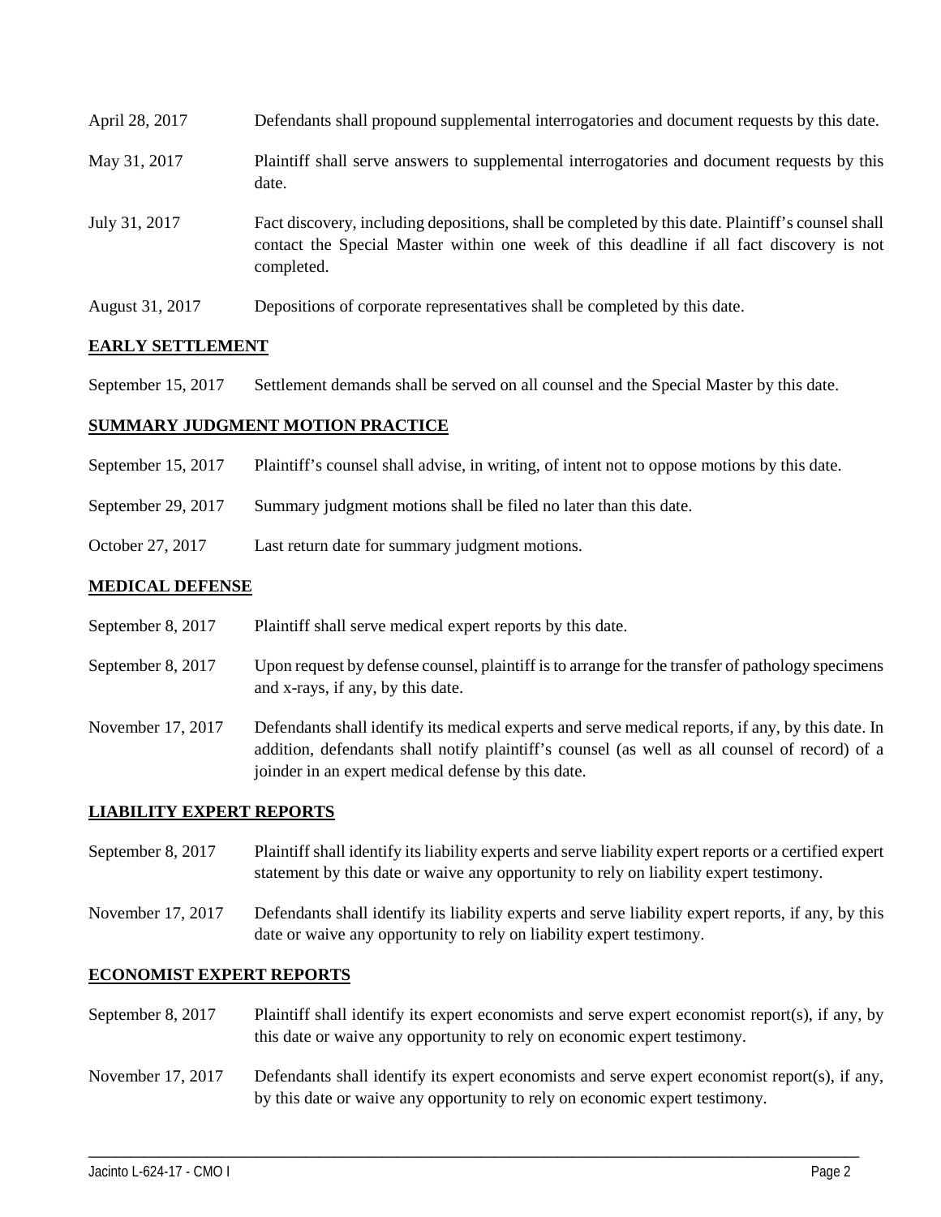April 28, 2017 Defendants shall propound supplemental interrogatories and document requests by this date.

May 31, 2017 Plaintiff shall serve answers to supplemental interrogatories and document requests by this date.

July 31, 2017 Fact discovery, including depositions, shall be completed by this date. Plaintiff's counsel shall contact the Special Master within one week of this deadline if all fact discovery is not completed.

August 31, 2017 Depositions of corporate representatives shall be completed by this date.

## EARLY SETTLEMENT

September 15, 2017 Settlement demands shall be served on all counsel and the Special Master by this date.

## SUMMARY JUDGMENT MOTION PRACTICE

September 15, 2017 Plaintiff's counsel shall advise, in writing, of intent not to oppose motions by this date.

September 29, 2017 Summary judgment motions shall be filed no later than this date.

October 27, 2017 Last return date for summary judgment motions.

## MEDICAL DEFENSE

September 8, 2017 Plaintiff shall serve medical expert reports by this date.

September 8, 2017 Upon request by defense counsel, plaintiff is to arrange for the transfer of pathology specimens and x-rays, if any, by this date.

November 17, 2017 Defendants shall identify its medical experts and serve medical reports, if any, by this date. In addition, defendants shall notify plaintiff's counsel (as well as all counsel of record) of a joinder in an expert medical defense by this date.

## LIABILITY EXPERT REPORTS

September 8, 2017 Plaintiff shall identify its liability experts and serve liability expert reports or a certified expert statement by this date or waive any opportunity to rely on liability expert testimony.

November 17, 2017 Defendants shall identify its liability experts and serve liability expert reports, if any, by this date or waive any opportunity to rely on liability expert testimony.

## ECONOMIST EXPERT REPORTS

September 8, 2017 Plaintiff shall identify its expert economists and serve expert economist report(s), if any, by this date or waive any opportunity to rely on economic expert testimony.

November 17, 2017 Defendants shall identify its expert economists and serve expert economist report(s), if any, by this date or waive any opportunity to rely on economic expert testimony.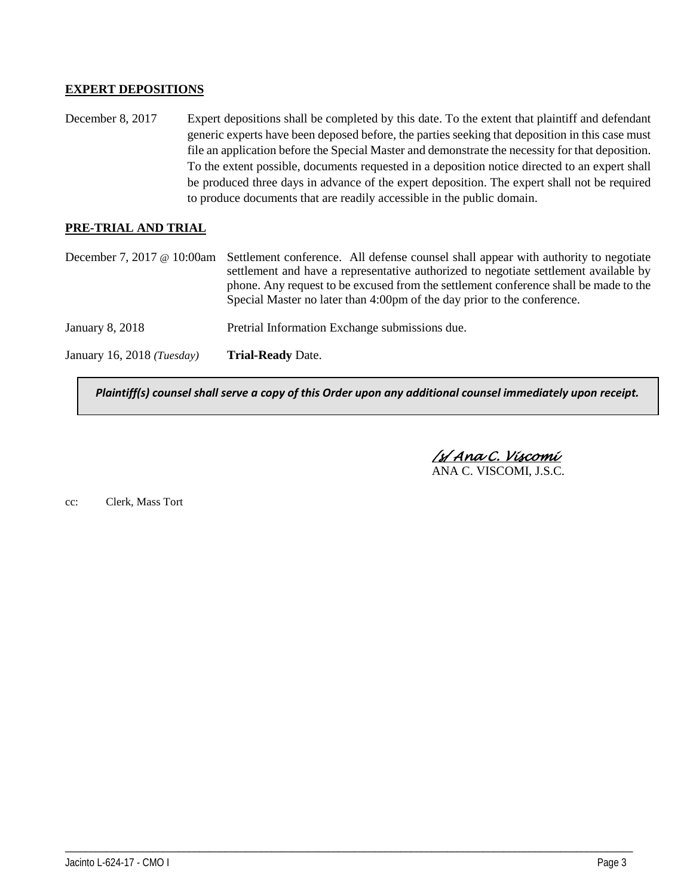**EXPERT DEPOSITIONS**

| | |
|---|---|
| December 8, 2017 | Expert depositions shall be completed by this date. To the extent that plaintiff and defendant generic experts have been deposed before, the parties seeking that deposition in this case must file an application before the Special Master and demonstrate the necessity for that deposition. To the extent possible, documents requested in a deposition notice directed to an expert shall be produced three days in advance of the expert deposition. The expert shall not be required to produce documents that are readily accessible in the public domain. |

**PRE-TRIAL AND TRIAL**

| | |
|---|---|
| December 7, 2017 @ 10:00am | Settlement conference. All defense counsel shall appear with authority to negotiate settlement and have a representative authorized to negotiate settlement available by phone. Any request to be excused from the settlement conference shall be made to the Special Master no later than 4:00pm of the day prior to the conference. |
| January 8, 2018 | Pretrial Information Exchange submissions due. |
| January 16, 2018 *(Tuesday)* | **Trial-Ready** Date. |

***Plaintiff(s) counsel shall serve a copy of this Order upon any additional counsel immediately upon receipt.***

*/s/ Ana C. Viscomi*
ANA C. VISCOMI, J.S.C.

cc: Clerk, Mass Tort